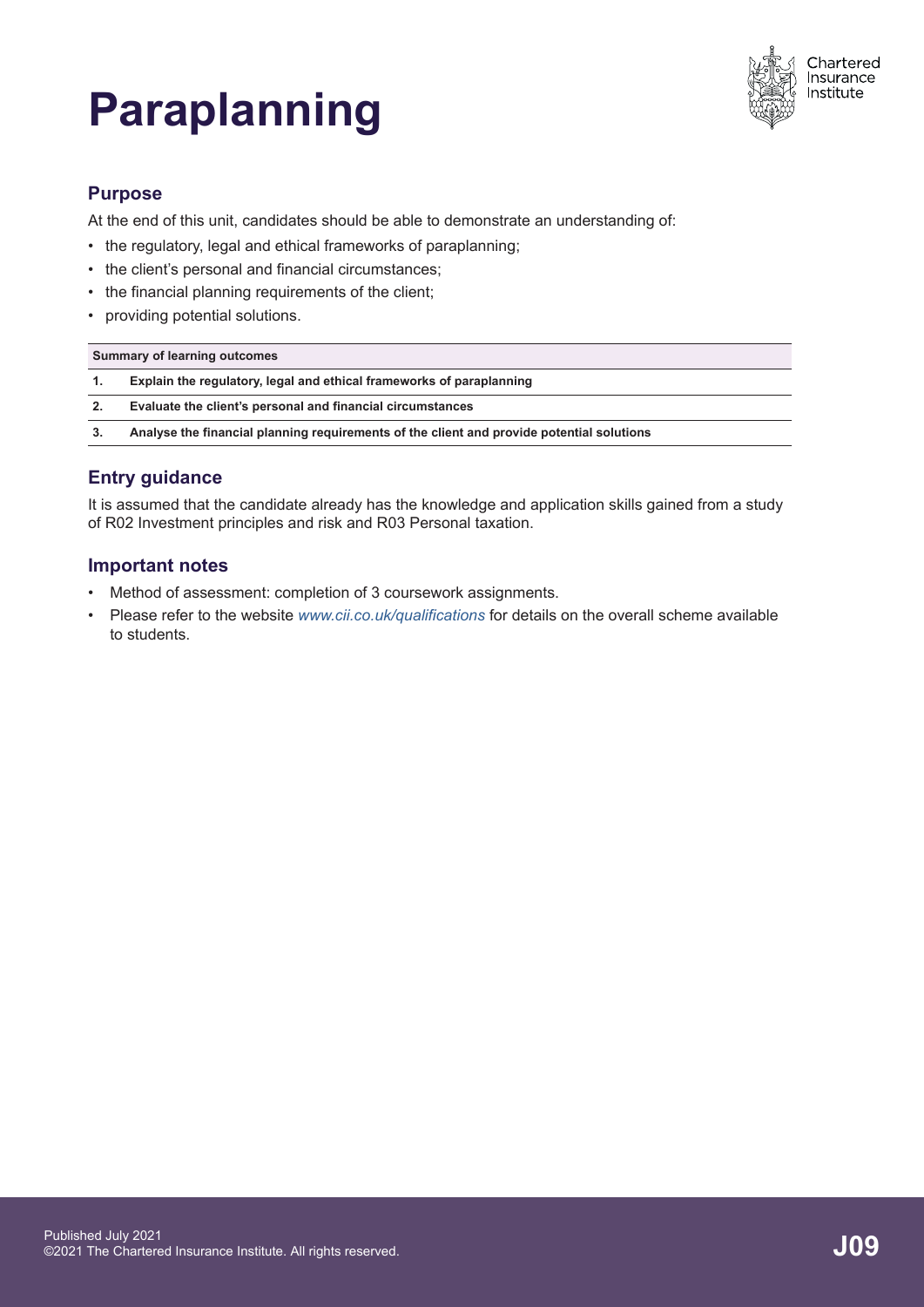# Paraplanning

## Purpose

At the end of this unit, candidates should be able to demonstrate an understanding of:

- the regulatory, legal and ethical frameworks of paraplanning;
- the client's personal and financial circumstances;
- the financial planning requirements of the client;
- providing potential solutions.

| Summary of learning outcomes | |
|---|---|
| **1.** | **Explain the regulatory, legal and ethical frameworks of paraplanning** |
| **2.** | **Evaluate the client's personal and financial circumstances** |
| **3.** | **Analyse the financial planning requirements of the client and provide potential solutions** |

## Entry guidance

It is assumed that the candidate already has the knowledge and application skills gained from a study of R02 Investment principles and risk and R03 Personal taxation.

## Important notes

- Method of assessment: completion of 3 coursework assignments.
- Please refer to the website *www.cii.co.uk/qualifications* for details on the overall scheme available to students.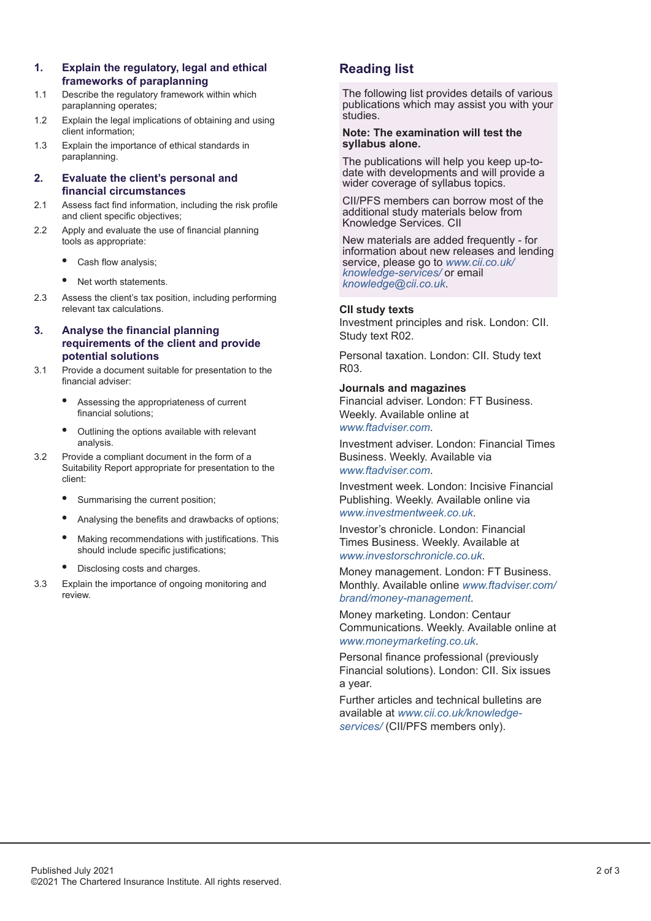## 1. Explain the regulatory, legal and ethical frameworks of paraplanning

1.1 Describe the regulatory framework within which paraplanning operates;

1.2 Explain the legal implications of obtaining and using client information;

1.3 Explain the importance of ethical standards in paraplanning.

## 2. Evaluate the client's personal and financial circumstances

2.1 Assess fact find information, including the risk profile and client specific objectives;

2.2 Apply and evaluate the use of financial planning tools as appropriate:

- Cash flow analysis;
- Net worth statements.

2.3 Assess the client's tax position, including performing relevant tax calculations.

## 3. Analyse the financial planning requirements of the client and provide potential solutions

3.1 Provide a document suitable for presentation to the financial adviser:

- Assessing the appropriateness of current financial solutions;
- Outlining the options available with relevant analysis.

3.2 Provide a compliant document in the form of a Suitability Report appropriate for presentation to the client:

- Summarising the current position;
- Analysing the benefits and drawbacks of options;
- Making recommendations with justifications. This should include specific justifications;
- Disclosing costs and charges.

3.3 Explain the importance of ongoing monitoring and review.

## Reading list

The following list provides details of various publications which may assist you with your studies.

**Note: The examination will test the syllabus alone.**

The publications will help you keep up-to-date with developments and will provide a wider coverage of syllabus topics.

CII/PFS members can borrow most of the additional study materials below from Knowledge Services. CII

New materials are added frequently - for information about new releases and lending service, please go to *www.cii.co.uk/knowledge-services/* or email *knowledge@cii.co.uk*.

**CII study texts**

Investment principles and risk. London: CII. Study text R02.

Personal taxation. London: CII. Study text R03.

**Journals and magazines**

Financial adviser. London: FT Business. Weekly. Available online at *www.ftadviser.com*.

Investment adviser. London: Financial Times Business. Weekly. Available via *www.ftadviser.com*.

Investment week. London: Incisive Financial Publishing. Weekly. Available online via *www.investmentweek.co.uk*.

Investor's chronicle. London: Financial Times Business. Weekly. Available at *www.investorschronicle.co.uk*.

Money management. London: FT Business. Monthly. Available online *www.ftadviser.com/brand/money-management*.

Money marketing. London: Centaur Communications. Weekly. Available online at *www.moneymarketing.co.uk*.

Personal finance professional (previously Financial solutions). London: CII. Six issues a year.

Further articles and technical bulletins are available at *www.cii.co.uk/knowledge-services/* (CII/PFS members only).

Published July 2021
©2021 The Chartered Insurance Institute. All rights reserved.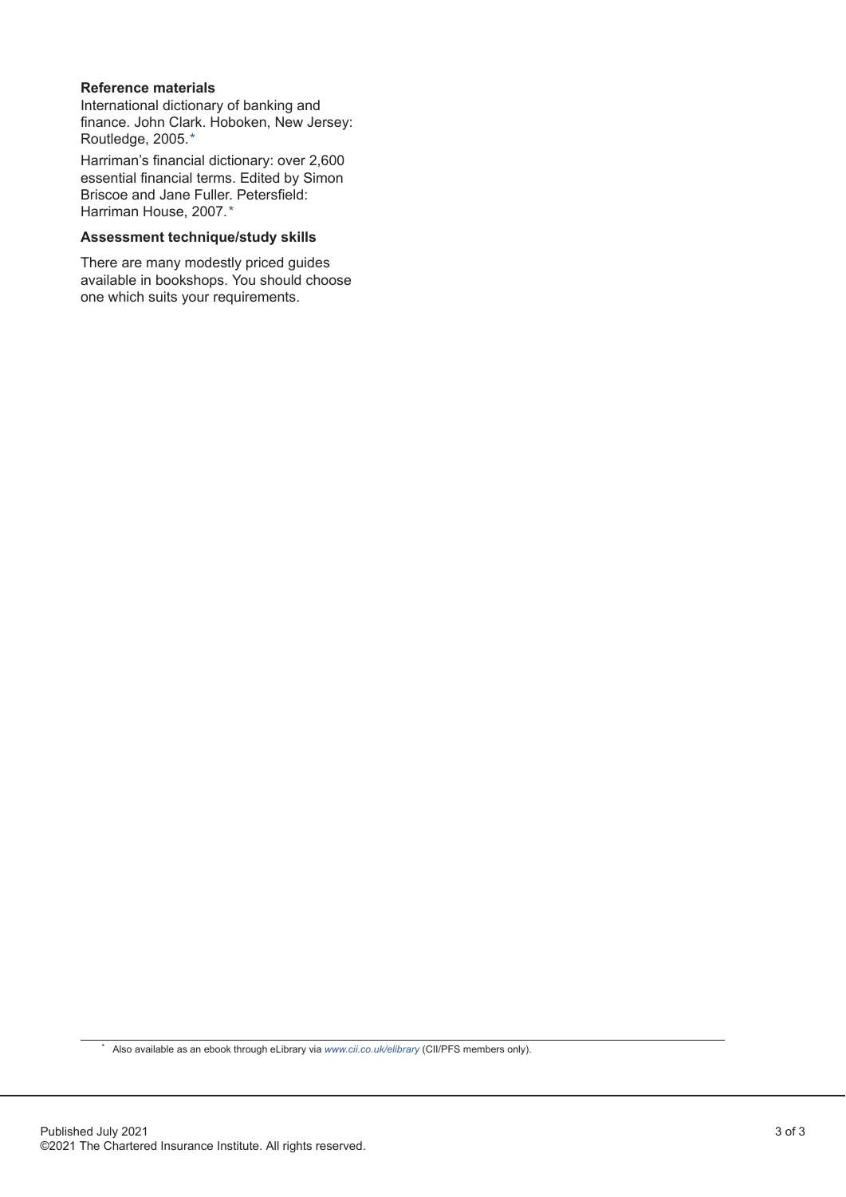#### Reference materials

International dictionary of banking and finance. John Clark. Hoboken, New Jersey: Routledge, 2005.*

Harriman's financial dictionary: over 2,600 essential financial terms. Edited by Simon Briscoe and Jane Fuller. Petersfield: Harriman House, 2007.*

#### Assessment technique/study skills

There are many modestly priced guides available in bookshops. You should choose one which suits your requirements.

* Also available as an ebook through eLibrary via *www.cii.co.uk/elibrary* (CII/PFS members only).

Published July 2021
©2021 The Chartered Insurance Institute. All rights reserved.